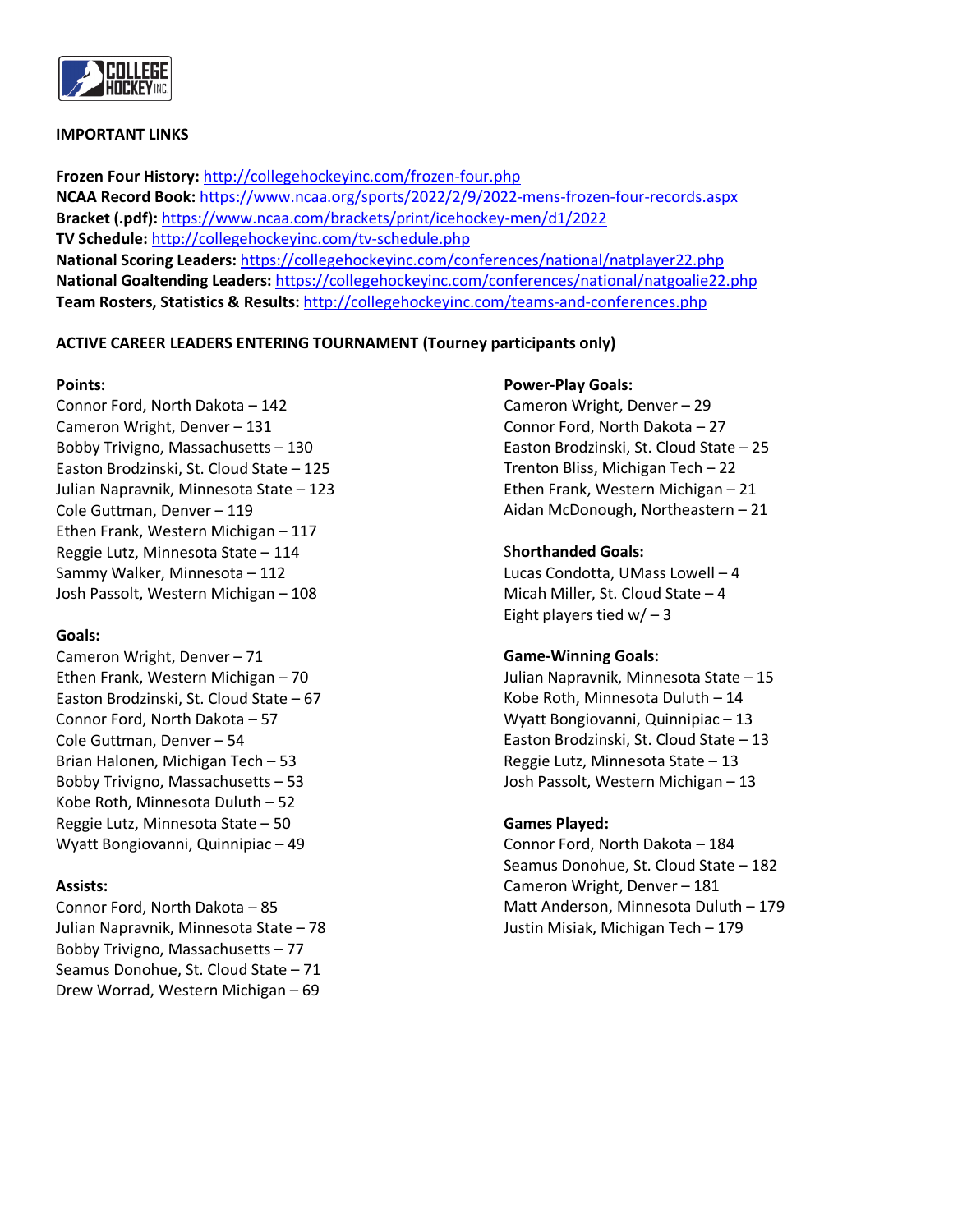**IMPORTANT LINKS**

**Frozen Four History:** http://collegehockeyinc.com/frozen-four.php
**NCAA Record Book:** https://www.ncaa.org/sports/2022/2/9/2022-mens-frozen-four-records.aspx
**Bracket (.pdf):** https://www.ncaa.com/brackets/print/icehockey-men/d1/2022
**TV Schedule:** http://collegehockeyinc.com/tv-schedule.php
**National Scoring Leaders:** https://collegehockeyinc.com/conferences/national/natplayer22.php
**National Goaltending Leaders:** https://collegehockeyinc.com/conferences/national/natgoalie22.php
**Team Rosters, Statistics & Results:** http://collegehockeyinc.com/teams-and-conferences.php

**ACTIVE CAREER LEADERS ENTERING TOURNAMENT (Tourney participants only)**

**Points:**
Connor Ford, North Dakota – 142
Cameron Wright, Denver – 131
Bobby Trivigno, Massachusetts – 130
Easton Brodzinski, St. Cloud State – 125
Julian Napravnik, Minnesota State – 123
Cole Guttman, Denver – 119
Ethen Frank, Western Michigan – 117
Reggie Lutz, Minnesota State – 114
Sammy Walker, Minnesota – 112
Josh Passolt, Western Michigan – 108

**Goals:**
Cameron Wright, Denver – 71
Ethen Frank, Western Michigan – 70
Easton Brodzinski, St. Cloud State – 67
Connor Ford, North Dakota – 57
Cole Guttman, Denver – 54
Brian Halonen, Michigan Tech – 53
Bobby Trivigno, Massachusetts – 53
Kobe Roth, Minnesota Duluth – 52
Reggie Lutz, Minnesota State – 50
Wyatt Bongiovanni, Quinnipiac – 49

**Assists:**
Connor Ford, North Dakota – 85
Julian Napravnik, Minnesota State – 78
Bobby Trivigno, Massachusetts – 77
Seamus Donohue, St. Cloud State – 71
Drew Worrad, Western Michigan – 69

**Power-Play Goals:**
Cameron Wright, Denver – 29
Connor Ford, North Dakota – 27
Easton Brodzinski, St. Cloud State – 25
Trenton Bliss, Michigan Tech – 22
Ethen Frank, Western Michigan – 21
Aidan McDonough, Northeastern – 21

**Shorthanded Goals:**
Lucas Condotta, UMass Lowell – 4
Micah Miller, St. Cloud State – 4
Eight players tied w/ – 3

**Game-Winning Goals:**
Julian Napravnik, Minnesota State – 15
Kobe Roth, Minnesota Duluth – 14
Wyatt Bongiovanni, Quinnipiac – 13
Easton Brodzinski, St. Cloud State – 13
Reggie Lutz, Minnesota State – 13
Josh Passolt, Western Michigan – 13

**Games Played:**
Connor Ford, North Dakota – 184
Seamus Donohue, St. Cloud State – 182
Cameron Wright, Denver – 181
Matt Anderson, Minnesota Duluth – 179
Justin Misiak, Michigan Tech – 179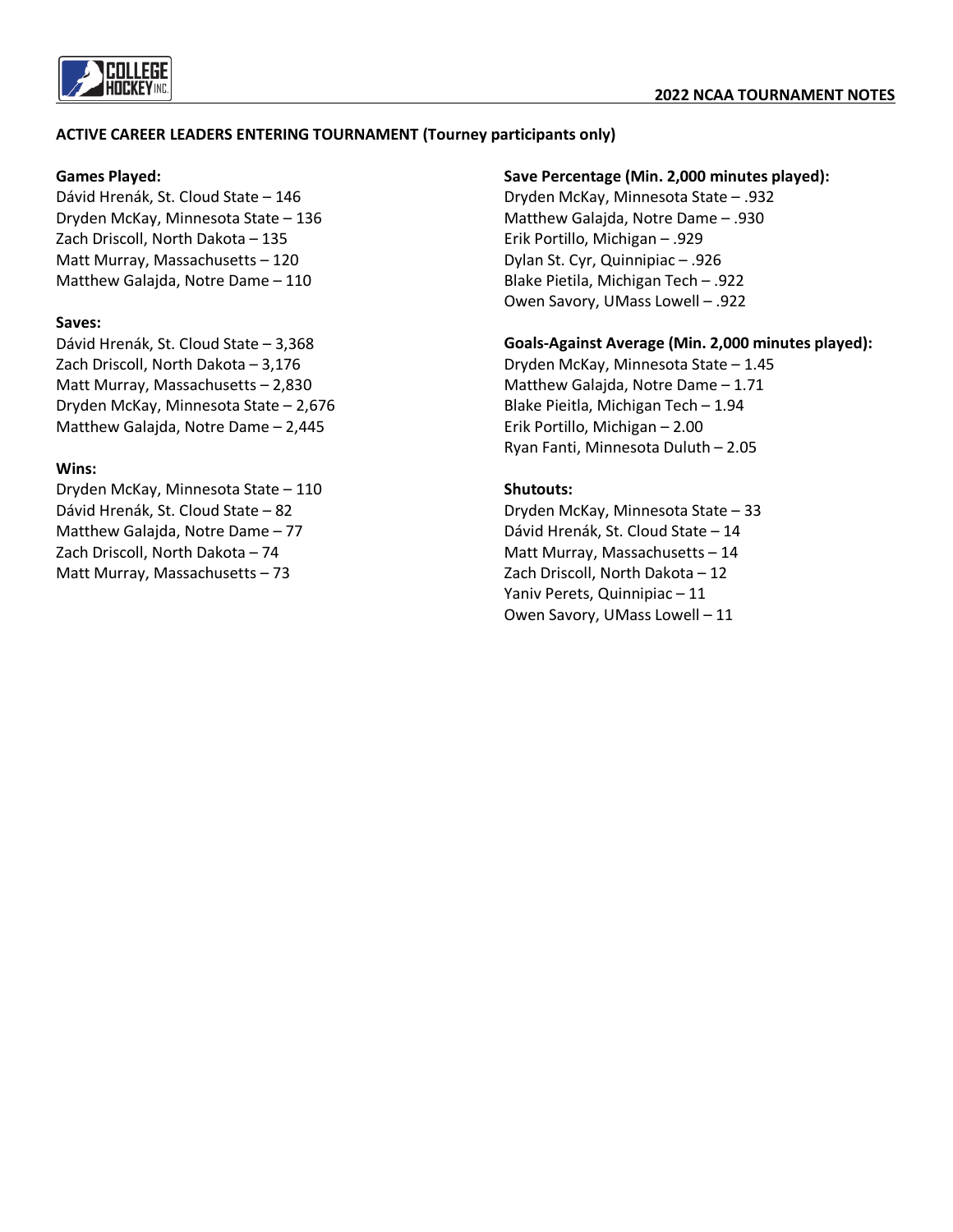## ACTIVE CAREER LEADERS ENTERING TOURNAMENT (Tourney participants only)

**Games Played:**
Dávid Hrenák, St. Cloud State – 146
Dryden McKay, Minnesota State – 136
Zach Driscoll, North Dakota – 135
Matt Murray, Massachusetts – 120
Matthew Galajda, Notre Dame – 110

**Saves:**
Dávid Hrenák, St. Cloud State – 3,368
Zach Driscoll, North Dakota – 3,176
Matt Murray, Massachusetts – 2,830
Dryden McKay, Minnesota State – 2,676
Matthew Galajda, Notre Dame – 2,445

**Wins:**
Dryden McKay, Minnesota State – 110
Dávid Hrenák, St. Cloud State – 82
Matthew Galajda, Notre Dame – 77
Zach Driscoll, North Dakota – 74
Matt Murray, Massachusetts – 73

**Save Percentage (Min. 2,000 minutes played):**
Dryden McKay, Minnesota State – .932
Matthew Galajda, Notre Dame – .930
Erik Portillo, Michigan – .929
Dylan St. Cyr, Quinnipiac – .926
Blake Pietila, Michigan Tech – .922
Owen Savory, UMass Lowell – .922

**Goals-Against Average (Min. 2,000 minutes played):**
Dryden McKay, Minnesota State – 1.45
Matthew Galajda, Notre Dame – 1.71
Blake Pieitla, Michigan Tech – 1.94
Erik Portillo, Michigan – 2.00
Ryan Fanti, Minnesota Duluth – 2.05

**Shutouts:**
Dryden McKay, Minnesota State – 33
Dávid Hrenák, St. Cloud State – 14
Matt Murray, Massachusetts – 14
Zach Driscoll, North Dakota – 12
Yaniv Perets, Quinnipiac – 11
Owen Savory, UMass Lowell – 11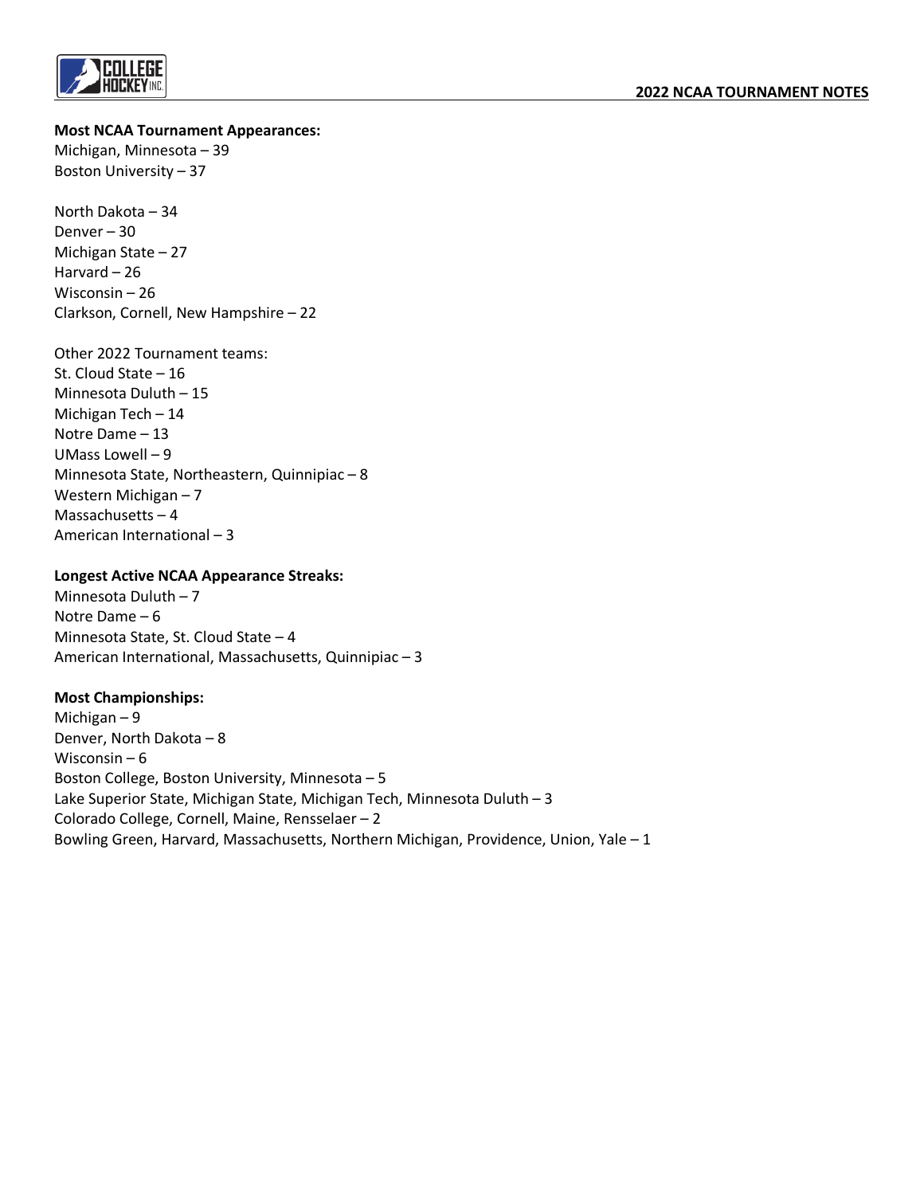**Most NCAA Tournament Appearances:**

Michigan, Minnesota – 39
Boston University – 37

North Dakota – 34
Denver – 30
Michigan State – 27
Harvard – 26
Wisconsin – 26
Clarkson, Cornell, New Hampshire – 22

Other 2022 Tournament teams:
St. Cloud State – 16
Minnesota Duluth – 15
Michigan Tech – 14
Notre Dame – 13
UMass Lowell – 9
Minnesota State, Northeastern, Quinnipiac – 8
Western Michigan – 7
Massachusetts – 4
American International – 3

**Longest Active NCAA Appearance Streaks:**

Minnesota Duluth – 7
Notre Dame – 6
Minnesota State, St. Cloud State – 4
American International, Massachusetts, Quinnipiac – 3

**Most Championships:**

Michigan – 9
Denver, North Dakota – 8
Wisconsin – 6
Boston College, Boston University, Minnesota – 5
Lake Superior State, Michigan State, Michigan Tech, Minnesota Duluth – 3
Colorado College, Cornell, Maine, Rensselaer – 2
Bowling Green, Harvard, Massachusetts, Northern Michigan, Providence, Union, Yale – 1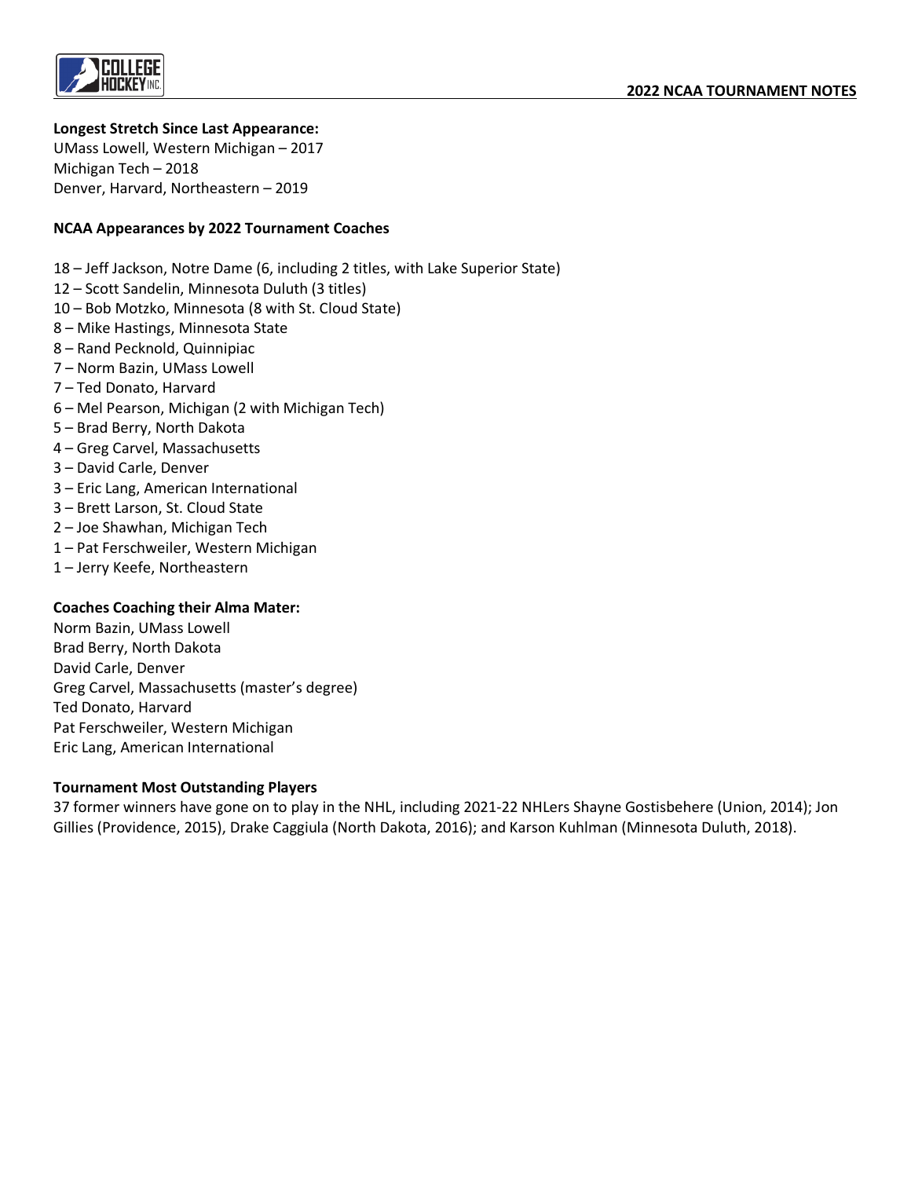**Longest Stretch Since Last Appearance:**
UMass Lowell, Western Michigan – 2017
Michigan Tech – 2018
Denver, Harvard, Northeastern – 2019

**NCAA Appearances by 2022 Tournament Coaches**

18 – Jeff Jackson, Notre Dame (6, including 2 titles, with Lake Superior State)
12 – Scott Sandelin, Minnesota Duluth (3 titles)
10 – Bob Motzko, Minnesota (8 with St. Cloud State)
8 – Mike Hastings, Minnesota State
8 – Rand Pecknold, Quinnipiac
7 – Norm Bazin, UMass Lowell
7 – Ted Donato, Harvard
6 – Mel Pearson, Michigan (2 with Michigan Tech)
5 – Brad Berry, North Dakota
4 – Greg Carvel, Massachusetts
3 – David Carle, Denver
3 – Eric Lang, American International
3 – Brett Larson, St. Cloud State
2 – Joe Shawhan, Michigan Tech
1 – Pat Ferschweiler, Western Michigan
1 – Jerry Keefe, Northeastern

**Coaches Coaching their Alma Mater:**
Norm Bazin, UMass Lowell
Brad Berry, North Dakota
David Carle, Denver
Greg Carvel, Massachusetts (master's degree)
Ted Donato, Harvard
Pat Ferschweiler, Western Michigan
Eric Lang, American International

**Tournament Most Outstanding Players**
37 former winners have gone on to play in the NHL, including 2021-22 NHLers Shayne Gostisbehere (Union, 2014); Jon Gillies (Providence, 2015), Drake Caggiula (North Dakota, 2016); and Karson Kuhlman (Minnesota Duluth, 2018).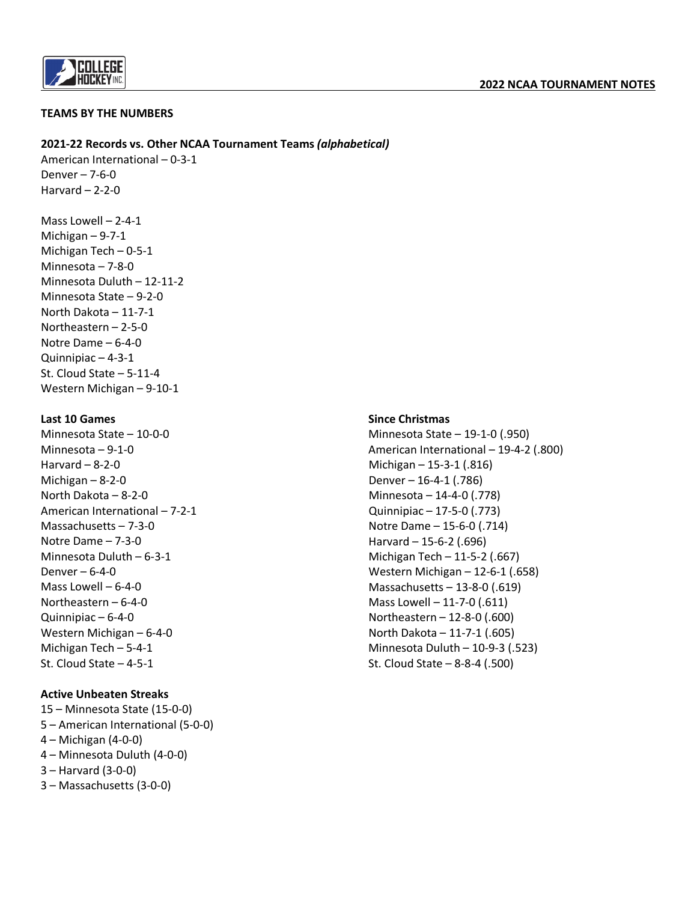## TEAMS BY THE NUMBERS

### 2021-22 Records vs. Other NCAA Tournament Teams *(alphabetical)*

American International – 0-3-1
Denver – 7-6-0
Harvard – 2-2-0

Mass Lowell – 2-4-1
Michigan – 9-7-1
Michigan Tech – 0-5-1
Minnesota – 7-8-0
Minnesota Duluth – 12-11-2
Minnesota State – 9-2-0
North Dakota – 11-7-1
Northeastern – 2-5-0
Notre Dame – 6-4-0
Quinnipiac – 4-3-1
St. Cloud State – 5-11-4
Western Michigan – 9-10-1

### Last 10 Games

Minnesota State – 10-0-0
Minnesota – 9-1-0
Harvard – 8-2-0
Michigan – 8-2-0
North Dakota – 8-2-0
American International – 7-2-1
Massachusetts – 7-3-0
Notre Dame – 7-3-0
Minnesota Duluth – 6-3-1
Denver – 6-4-0
Mass Lowell – 6-4-0
Northeastern – 6-4-0
Quinnipiac – 6-4-0
Western Michigan – 6-4-0
Michigan Tech – 5-4-1
St. Cloud State – 4-5-1

### Since Christmas

Minnesota State – 19-1-0 (.950)
American International – 19-4-2 (.800)
Michigan – 15-3-1 (.816)
Denver – 16-4-1 (.786)
Minnesota – 14-4-0 (.778)
Quinnipiac – 17-5-0 (.773)
Notre Dame – 15-6-0 (.714)
Harvard – 15-6-2 (.696)
Michigan Tech – 11-5-2 (.667)
Western Michigan – 12-6-1 (.658)
Massachusetts – 13-8-0 (.619)
Mass Lowell – 11-7-0 (.611)
Northeastern – 12-8-0 (.600)
North Dakota – 11-7-1 (.605)
Minnesota Duluth – 10-9-3 (.523)
St. Cloud State – 8-8-4 (.500)

### Active Unbeaten Streaks

15 – Minnesota State (15-0-0)
5 – American International (5-0-0)
4 – Michigan (4-0-0)
4 – Minnesota Duluth (4-0-0)
3 – Harvard (3-0-0)
3 – Massachusetts (3-0-0)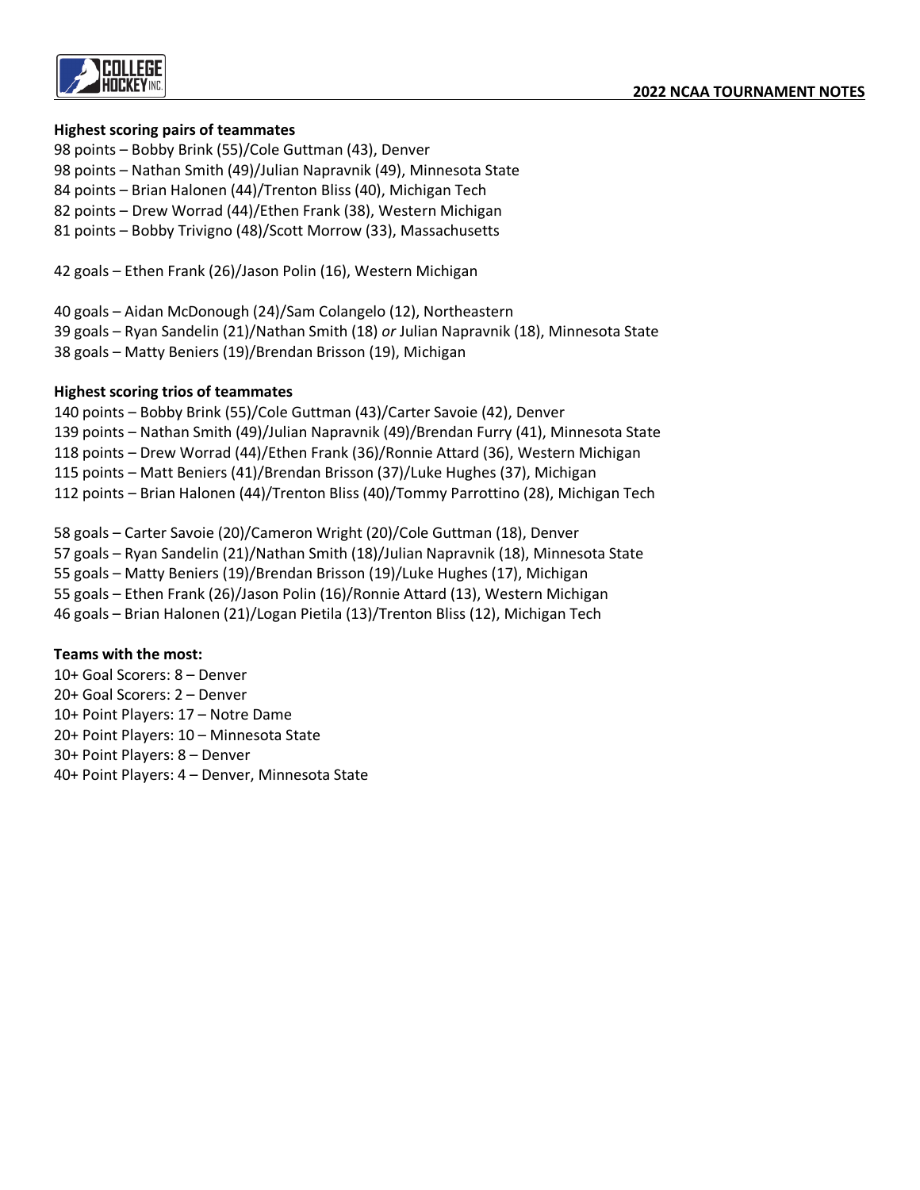**Highest scoring pairs of teammates**

98 points – Bobby Brink (55)/Cole Guttman (43), Denver
98 points – Nathan Smith (49)/Julian Napravnik (49), Minnesota State
84 points – Brian Halonen (44)/Trenton Bliss (40), Michigan Tech
82 points – Drew Worrad (44)/Ethen Frank (38), Western Michigan
81 points – Bobby Trivigno (48)/Scott Morrow (33), Massachusetts

42 goals – Ethen Frank (26)/Jason Polin (16), Western Michigan

40 goals – Aidan McDonough (24)/Sam Colangelo (12), Northeastern
39 goals – Ryan Sandelin (21)/Nathan Smith (18) *or* Julian Napravnik (18), Minnesota State
38 goals – Matty Beniers (19)/Brendan Brisson (19), Michigan

**Highest scoring trios of teammates**

140 points – Bobby Brink (55)/Cole Guttman (43)/Carter Savoie (42), Denver
139 points – Nathan Smith (49)/Julian Napravnik (49)/Brendan Furry (41), Minnesota State
118 points – Drew Worrad (44)/Ethen Frank (36)/Ronnie Attard (36), Western Michigan
115 points – Matt Beniers (41)/Brendan Brisson (37)/Luke Hughes (37), Michigan
112 points – Brian Halonen (44)/Trenton Bliss (40)/Tommy Parrottino (28), Michigan Tech

58 goals – Carter Savoie (20)/Cameron Wright (20)/Cole Guttman (18), Denver
57 goals – Ryan Sandelin (21)/Nathan Smith (18)/Julian Napravnik (18), Minnesota State
55 goals – Matty Beniers (19)/Brendan Brisson (19)/Luke Hughes (17), Michigan
55 goals – Ethen Frank (26)/Jason Polin (16)/Ronnie Attard (13), Western Michigan
46 goals – Brian Halonen (21)/Logan Pietila (13)/Trenton Bliss (12), Michigan Tech

**Teams with the most:**

10+ Goal Scorers: 8 – Denver
20+ Goal Scorers: 2 – Denver
10+ Point Players: 17 – Notre Dame
20+ Point Players: 10 – Minnesota State
30+ Point Players: 8 – Denver
40+ Point Players: 4 – Denver, Minnesota State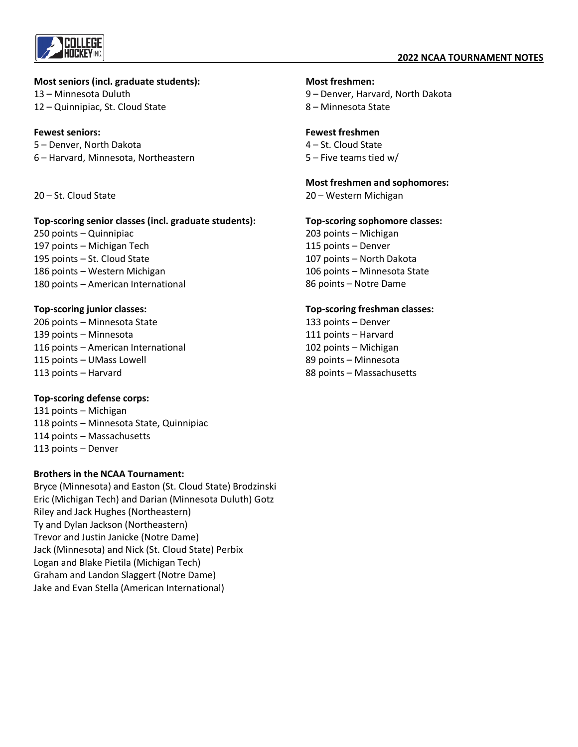**Most seniors (incl. graduate students):**
13 – Minnesota Duluth
12 – Quinnipiac, St. Cloud State

**Fewest seniors:**
5 – Denver, North Dakota
6 – Harvard, Minnesota, Northeastern

20 – St. Cloud State

**Top-scoring senior classes (incl. graduate students):**
250 points – Quinnipiac
197 points – Michigan Tech
195 points – St. Cloud State
186 points – Western Michigan
180 points – American International

**Top-scoring junior classes:**
206 points – Minnesota State
139 points – Minnesota
116 points – American International
115 points – UMass Lowell
113 points – Harvard

**Top-scoring defense corps:**
131 points – Michigan
118 points – Minnesota State, Quinnipiac
114 points – Massachusetts
113 points – Denver

**Brothers in the NCAA Tournament:**
Bryce (Minnesota) and Easton (St. Cloud State) Brodzinski
Eric (Michigan Tech) and Darian (Minnesota Duluth) Gotz
Riley and Jack Hughes (Northeastern)
Ty and Dylan Jackson (Northeastern)
Trevor and Justin Janicke (Notre Dame)
Jack (Minnesota) and Nick (St. Cloud State) Perbix
Logan and Blake Pietila (Michigan Tech)
Graham and Landon Slaggert (Notre Dame)
Jake and Evan Stella (American International)

**Most freshmen:**
9 – Denver, Harvard, North Dakota
8 – Minnesota State

**Fewest freshmen**
4 – St. Cloud State
5 – Five teams tied w/

**Most freshmen and sophomores:**
20 – Western Michigan

**Top-scoring sophomore classes:**
203 points – Michigan
115 points – Denver
107 points – North Dakota
106 points – Minnesota State
86 points – Notre Dame

**Top-scoring freshman classes:**
133 points – Denver
111 points – Harvard
102 points – Michigan
89 points – Minnesota
88 points – Massachusetts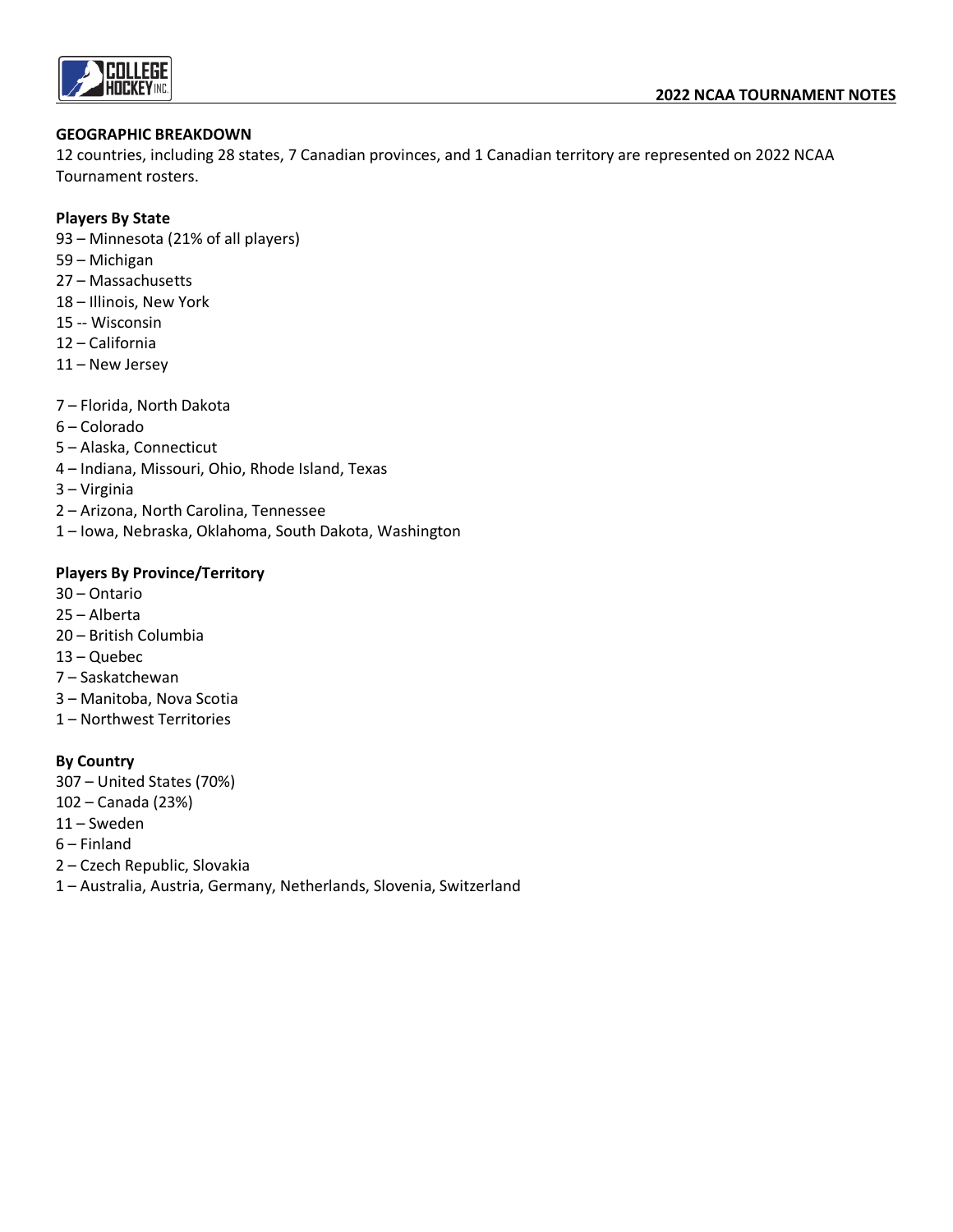## GEOGRAPHIC BREAKDOWN

12 countries, including 28 states, 7 Canadian provinces, and 1 Canadian territory are represented on 2022 NCAA Tournament rosters.

**Players By State**

93 – Minnesota (21% of all players)
59 – Michigan
27 – Massachusetts
18 – Illinois, New York
15 -- Wisconsin
12 – California
11 – New Jersey

7 – Florida, North Dakota
6 – Colorado
5 – Alaska, Connecticut
4 – Indiana, Missouri, Ohio, Rhode Island, Texas
3 – Virginia
2 – Arizona, North Carolina, Tennessee
1 – Iowa, Nebraska, Oklahoma, South Dakota, Washington

**Players By Province/Territory**

30 – Ontario
25 – Alberta
20 – British Columbia
13 – Quebec
7 – Saskatchewan
3 – Manitoba, Nova Scotia
1 – Northwest Territories

**By Country**

307 – United States (70%)
102 – Canada (23%)
11 – Sweden
6 – Finland
2 – Czech Republic, Slovakia
1 – Australia, Austria, Germany, Netherlands, Slovenia, Switzerland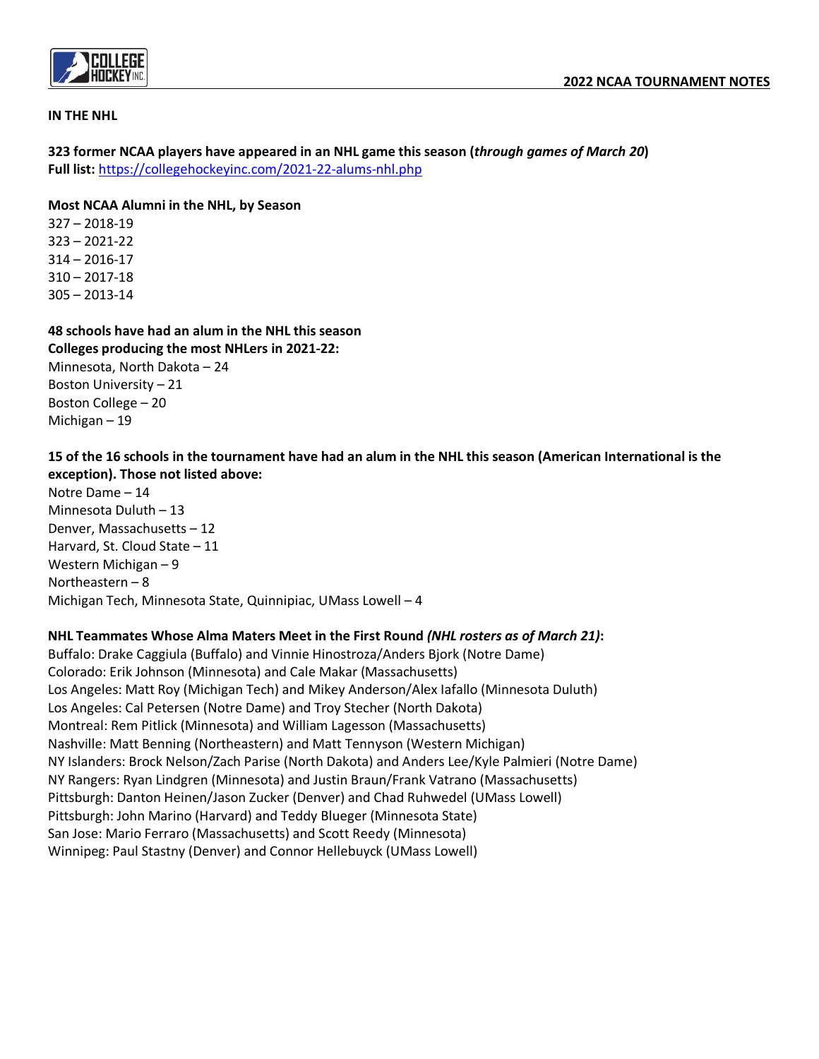**IN THE NHL**

**323 former NCAA players have appeared in an NHL game this season (*through games of March 20*)**
**Full list:** https://collegehockeyinc.com/2021-22-alums-nhl.php

**Most NCAA Alumni in the NHL, by Season**
327 – 2018-19
323 – 2021-22
314 – 2016-17
310 – 2017-18
305 – 2013-14

**48 schools have had an alum in the NHL this season**
**Colleges producing the most NHLers in 2021-22:**
Minnesota, North Dakota – 24
Boston University – 21
Boston College – 20
Michigan – 19

**15 of the 16 schools in the tournament have had an alum in the NHL this season (American International is the exception). Those not listed above:**
Notre Dame – 14
Minnesota Duluth – 13
Denver, Massachusetts – 12
Harvard, St. Cloud State – 11
Western Michigan – 9
Northeastern – 8
Michigan Tech, Minnesota State, Quinnipiac, UMass Lowell – 4

**NHL Teammates Whose Alma Maters Meet in the First Round *(NHL rosters as of March 21)*:**
Buffalo: Drake Caggiula (Buffalo) and Vinnie Hinostroza/Anders Bjork (Notre Dame)
Colorado: Erik Johnson (Minnesota) and Cale Makar (Massachusetts)
Los Angeles: Matt Roy (Michigan Tech) and Mikey Anderson/Alex Iafallo (Minnesota Duluth)
Los Angeles: Cal Petersen (Notre Dame) and Troy Stecher (North Dakota)
Montreal: Rem Pitlick (Minnesota) and William Lagesson (Massachusetts)
Nashville: Matt Benning (Northeastern) and Matt Tennyson (Western Michigan)
NY Islanders: Brock Nelson/Zach Parise (North Dakota) and Anders Lee/Kyle Palmieri (Notre Dame)
NY Rangers: Ryan Lindgren (Minnesota) and Justin Braun/Frank Vatrano (Massachusetts)
Pittsburgh: Danton Heinen/Jason Zucker (Denver) and Chad Ruhwedel (UMass Lowell)
Pittsburgh: John Marino (Harvard) and Teddy Blueger (Minnesota State)
San Jose: Mario Ferraro (Massachusetts) and Scott Reedy (Minnesota)
Winnipeg: Paul Stastny (Denver) and Connor Hellebuyck (UMass Lowell)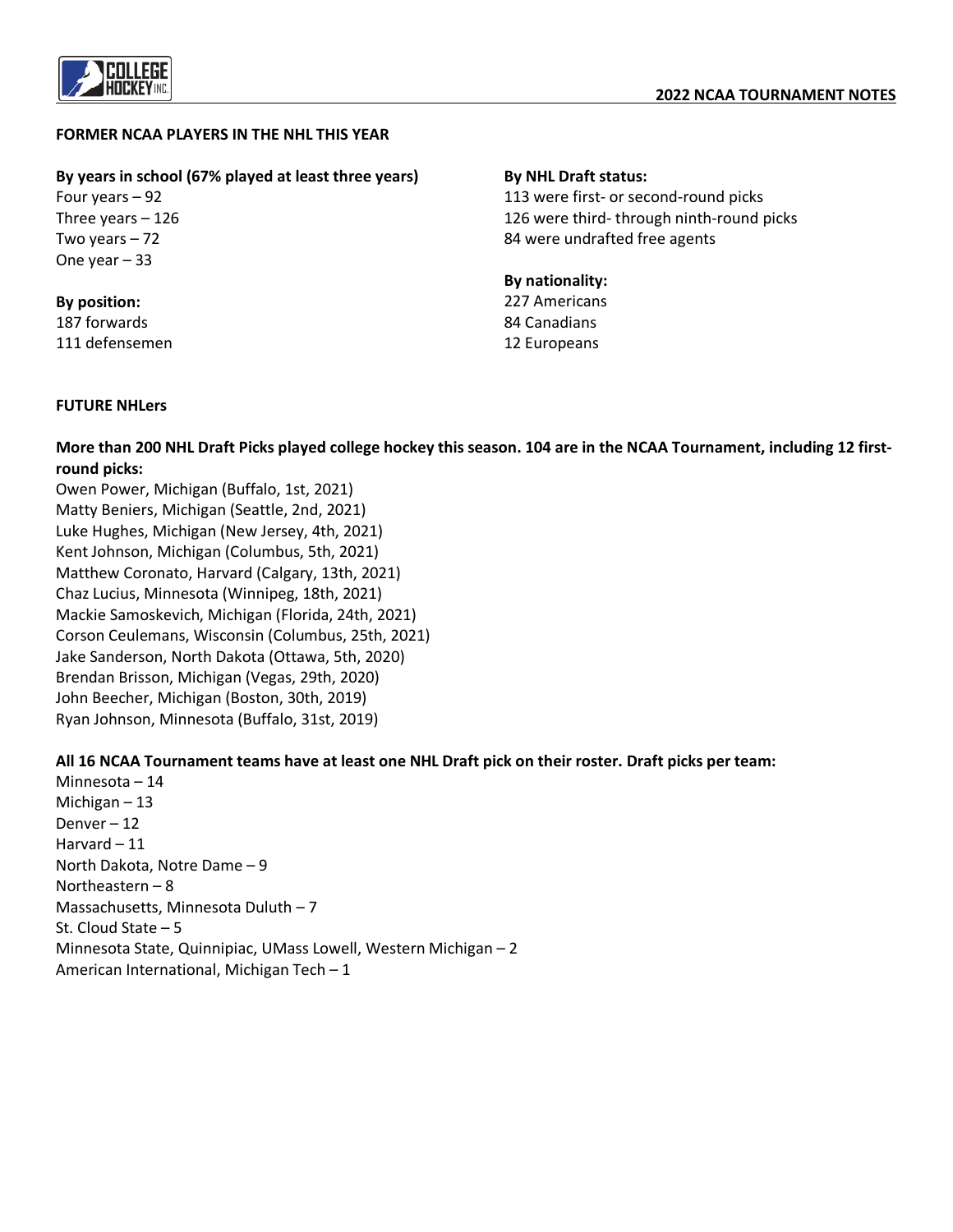## FORMER NCAA PLAYERS IN THE NHL THIS YEAR

**By years in school (67% played at least three years)**

Four years – 92
Three years – 126
Two years – 72
One year – 33

**By position:**

187 forwards
111 defensemen

**By NHL Draft status:**

113 were first- or second-round picks
126 were third- through ninth-round picks
84 were undrafted free agents

**By nationality:**

227 Americans
84 Canadians
12 Europeans

## FUTURE NHLers

**More than 200 NHL Draft Picks played college hockey this season. 104 are in the NCAA Tournament, including 12 first-round picks:**

Owen Power, Michigan (Buffalo, 1st, 2021)
Matty Beniers, Michigan (Seattle, 2nd, 2021)
Luke Hughes, Michigan (New Jersey, 4th, 2021)
Kent Johnson, Michigan (Columbus, 5th, 2021)
Matthew Coronato, Harvard (Calgary, 13th, 2021)
Chaz Lucius, Minnesota (Winnipeg, 18th, 2021)
Mackie Samoskevich, Michigan (Florida, 24th, 2021)
Corson Ceulemans, Wisconsin (Columbus, 25th, 2021)
Jake Sanderson, North Dakota (Ottawa, 5th, 2020)
Brendan Brisson, Michigan (Vegas, 29th, 2020)
John Beecher, Michigan (Boston, 30th, 2019)
Ryan Johnson, Minnesota (Buffalo, 31st, 2019)

**All 16 NCAA Tournament teams have at least one NHL Draft pick on their roster. Draft picks per team:**

Minnesota – 14
Michigan – 13
Denver – 12
Harvard – 11
North Dakota, Notre Dame – 9
Northeastern – 8
Massachusetts, Minnesota Duluth – 7
St. Cloud State – 5
Minnesota State, Quinnipiac, UMass Lowell, Western Michigan – 2
American International, Michigan Tech – 1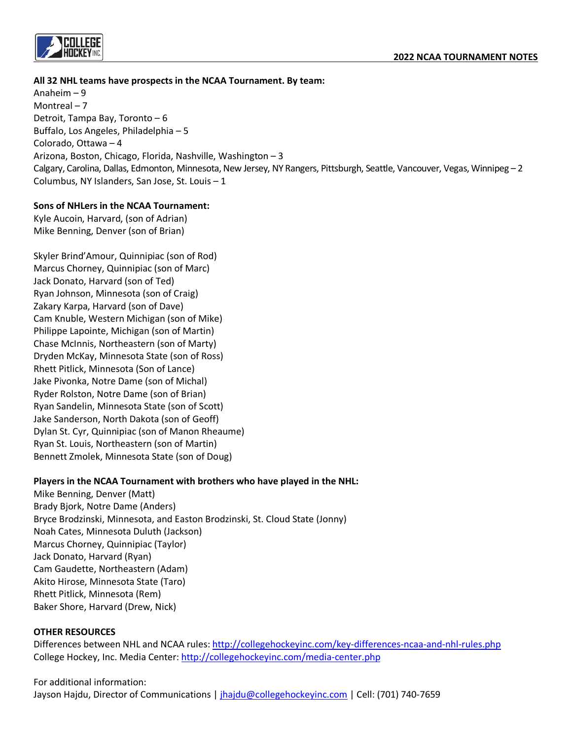**All 32 NHL teams have prospects in the NCAA Tournament. By team:**

Anaheim – 9
Montreal – 7
Detroit, Tampa Bay, Toronto – 6
Buffalo, Los Angeles, Philadelphia – 5
Colorado, Ottawa – 4
Arizona, Boston, Chicago, Florida, Nashville, Washington – 3
Calgary, Carolina, Dallas, Edmonton, Minnesota, New Jersey, NY Rangers, Pittsburgh, Seattle, Vancouver, Vegas, Winnipeg – 2
Columbus, NY Islanders, San Jose, St. Louis – 1

**Sons of NHLers in the NCAA Tournament:**

Kyle Aucoin, Harvard, (son of Adrian)
Mike Benning, Denver (son of Brian)

Skyler Brind'Amour, Quinnipiac (son of Rod)
Marcus Chorney, Quinnipiac (son of Marc)
Jack Donato, Harvard (son of Ted)
Ryan Johnson, Minnesota (son of Craig)
Zakary Karpa, Harvard (son of Dave)
Cam Knuble, Western Michigan (son of Mike)
Philippe Lapointe, Michigan (son of Martin)
Chase McInnis, Northeastern (son of Marty)
Dryden McKay, Minnesota State (son of Ross)
Rhett Pitlick, Minnesota (Son of Lance)
Jake Pivonka, Notre Dame (son of Michal)
Ryder Rolston, Notre Dame (son of Brian)
Ryan Sandelin, Minnesota State (son of Scott)
Jake Sanderson, North Dakota (son of Geoff)
Dylan St. Cyr, Quinnipiac (son of Manon Rheaume)
Ryan St. Louis, Northeastern (son of Martin)
Bennett Zmolek, Minnesota State (son of Doug)

**Players in the NCAA Tournament with brothers who have played in the NHL:**

Mike Benning, Denver (Matt)
Brady Bjork, Notre Dame (Anders)
Bryce Brodzinski, Minnesota, and Easton Brodzinski, St. Cloud State (Jonny)
Noah Cates, Minnesota Duluth (Jackson)
Marcus Chorney, Quinnipiac (Taylor)
Jack Donato, Harvard (Ryan)
Cam Gaudette, Northeastern (Adam)
Akito Hirose, Minnesota State (Taro)
Rhett Pitlick, Minnesota (Rem)
Baker Shore, Harvard (Drew, Nick)

**OTHER RESOURCES**

Differences between NHL and NCAA rules: http://collegehockeyinc.com/key-differences-ncaa-and-nhl-rules.php
College Hockey, Inc. Media Center: http://collegehockeyinc.com/media-center.php

For additional information:
Jayson Hajdu, Director of Communications | jhajdu@collegehockeyinc.com | Cell: (701) 740-7659